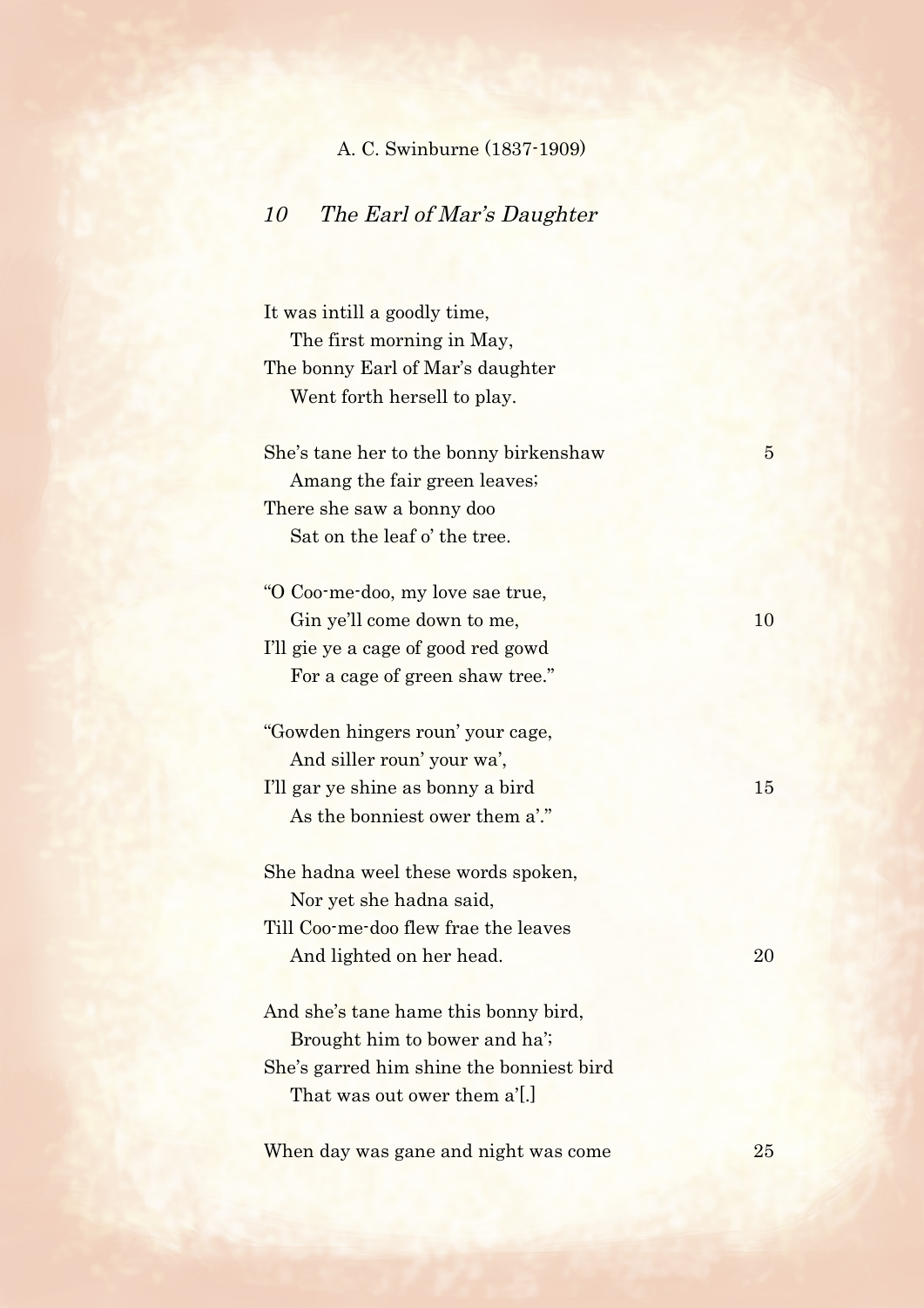A. C. Swinburne (1837-1909)

## *10 The Earl of Mar's Daughter*

It was intill a goodly time,
   The first morning in May,
The bonny Earl of Mar's daughter
   Went forth hersell to play.

She's tane her to the bonny birkenshaw   5
   Amang the fair green leaves;
There she saw a bonny doo
   Sat on the leaf o' the tree.

"O Coo-me-doo, my love sae true,
   Gin ye'll come down to me,   10
I'll gie ye a cage of good red gowd
   For a cage of green shaw tree."

"Gowden hingers roun' your cage,
   And siller roun' your wa',
I'll gar ye shine as bonny a bird   15
   As the bonniest ower them a'."

She hadna weel these words spoken,
   Nor yet she hadna said,
Till Coo-me-doo flew frae the leaves
   And lighted on her head.   20

And she's tane hame this bonny bird,
   Brought him to bower and ha';
She's garred him shine the bonniest bird
   That was out ower them a'[.]

When day was gane and night was come   25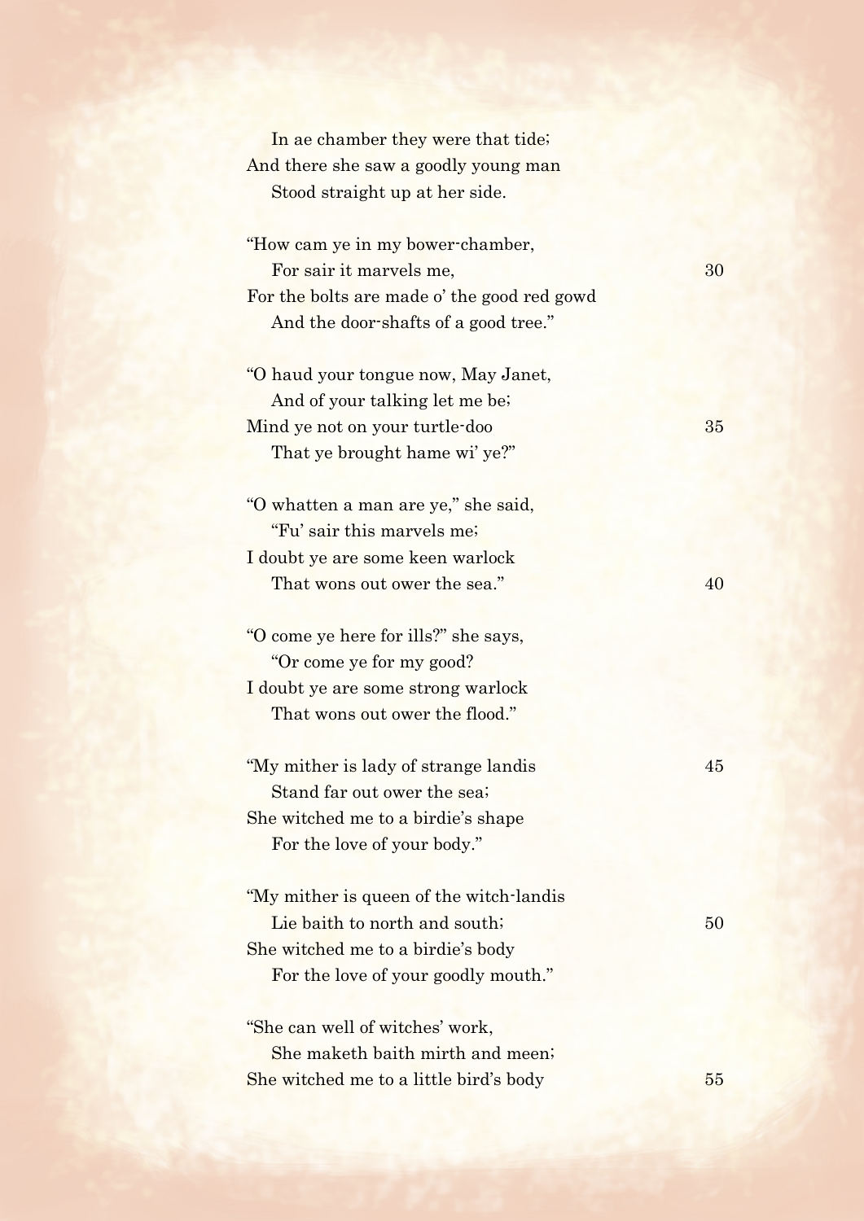In ae chamber they were that tide;  
And there she saw a goodly young man  
Stood straight up at her side.

"How cam ye in my bower-chamber,  
For sair it marvels me, 30  
For the bolts are made o' the good red gowd  
And the door-shafts of a good tree."

"O haud your tongue now, May Janet,  
And of your talking let me be;  
Mind ye not on your turtle-doo 35  
That ye brought hame wi' ye?"

"O whatten a man are ye," she said,  
"Fu' sair this marvels me;  
I doubt ye are some keen warlock  
That wons out ower the sea." 40

"O come ye here for ills?" she says,  
"Or come ye for my good?  
I doubt ye are some strong warlock  
That wons out ower the flood."

"My mither is lady of strange landis 45  
Stand far out ower the sea;  
She witched me to a birdie's shape  
For the love of your body."

"My mither is queen of the witch-landis  
Lie baith to north and south; 50  
She witched me to a birdie's body  
For the love of your goodly mouth."

"She can well of witches' work,  
She maketh baith mirth and meen;  
She witched me to a little bird's body 55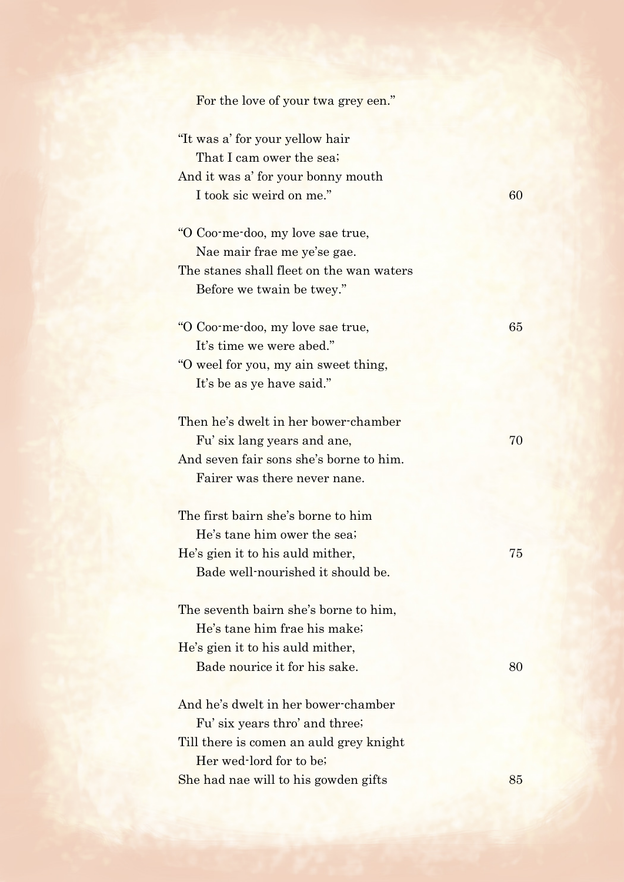For the love of your twa grey een."

"It was a' for your yellow hair  
That I cam ower the sea;  
And it was a' for your bonny mouth  
I took sic weird on me."

"O Coo-me-doo, my love sae true,  
Nae mair frae me ye'se gae.  
The stanes shall fleet on the wan waters  
Before we twain be twey."

"O Coo-me-doo, my love sae true,  
It's time we were abed."  
"O weel for you, my ain sweet thing,  
It's be as ye have said."

Then he's dwelt in her bower-chamber  
Fu' six lang years and ane,  
And seven fair sons she's borne to him.  
Fairer was there never nane.

The first bairn she's borne to him  
He's tane him ower the sea;  
He's gien it to his auld mither,  
Bade well-nourished it should be.

The seventh bairn she's borne to him,  
He's tane him frae his make;  
He's gien it to his auld mither,  
Bade nourice it for his sake.

And he's dwelt in her bower-chamber  
Fu' six years thro' and three;  
Till there is comen an auld grey knight  
Her wed-lord for to be;  
She had nae will to his gowden gifts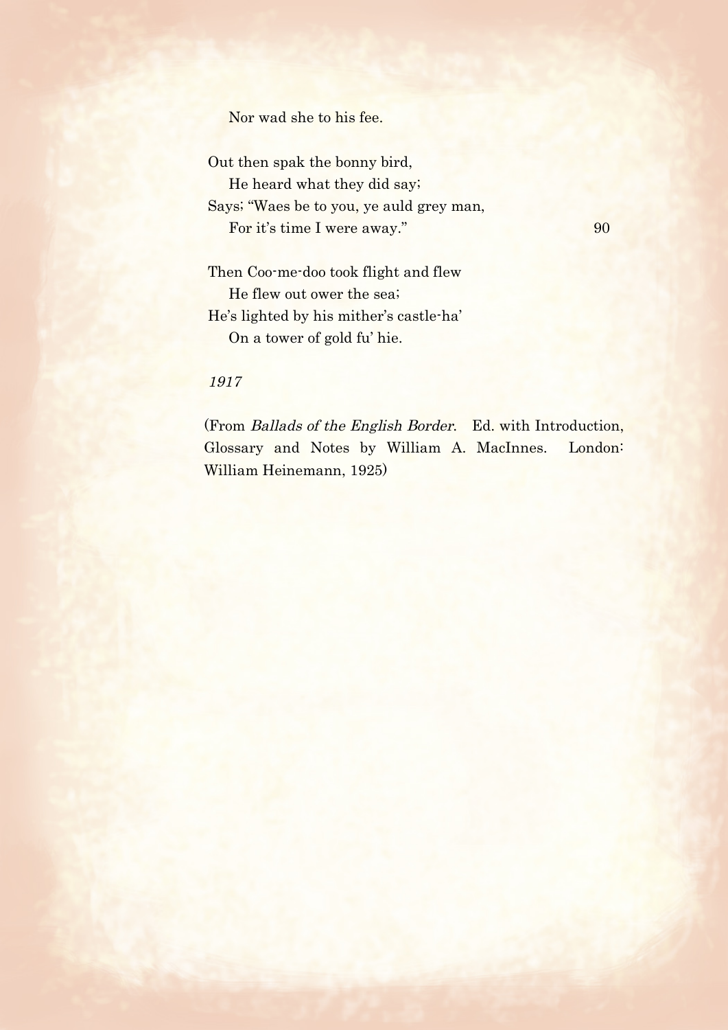Nor wad she to his fee.

Out then spak the bonny bird,  
He heard what they did say;  
Says; "Waes be to you, ye auld grey man,  
For it's time I were away." 90

Then Coo-me-doo took flight and flew  
He flew out ower the sea;  
He's lighted by his mither's castle-ha'  
On a tower of gold fu' hie.

*1917*

(From *Ballads of the English Border*. Ed. with Introduction, Glossary and Notes by William A. MacInnes. London: William Heinemann, 1925)